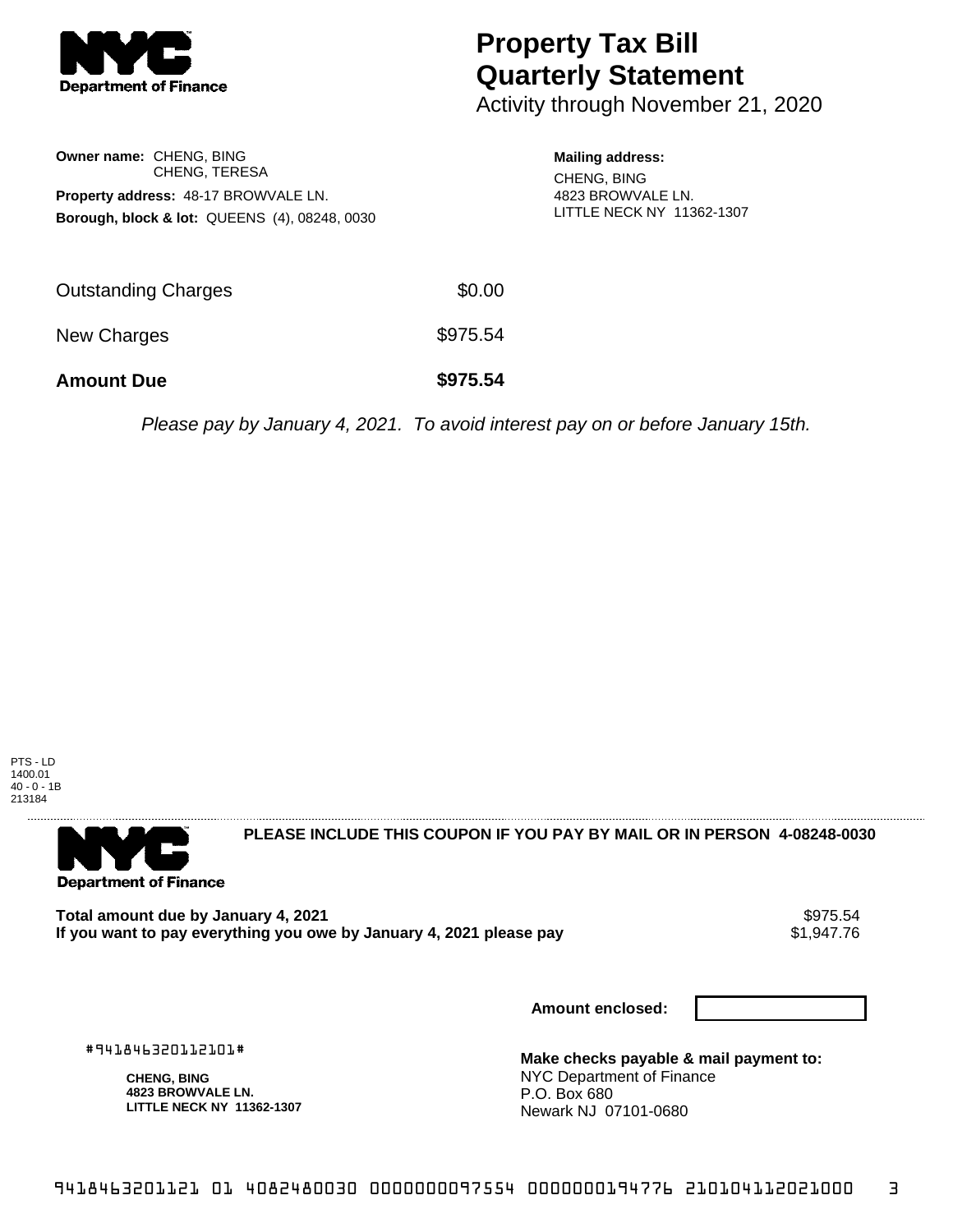# Property Tax Bill Quarterly Statement

Activity through November 21, 2020

**Owner name:** CHENG, BING
CHENG, TERESA

**Property address:** 48-17 BROWVALE LN.

**Borough, block & lot:** QUEENS (4), 08248, 0030

**Mailing address:**
CHENG, BING
4823 BROWVALE LN.
LITTLE NECK NY 11362-1307

| | |
|---|---|
| Outstanding Charges | $0.00 |
| New Charges | $975.54 |
| **Amount Due** | **$975.54** |

*Please pay by January 4, 2021. To avoid interest pay on or before January 15th.*

PTS - LD
1400.01
40 - 0 - 1B
213184

**PLEASE INCLUDE THIS COUPON IF YOU PAY BY MAIL OR IN PERSON 4-08248-0030**

| | |
|---|---|
| **Total amount due by January 4, 2021** | $975.54 |
| **If you want to pay everything you owe by January 4, 2021 please pay** | $1,947.76 |

**Amount enclosed:**

#941846320112101#

**CHENG, BING**
**4823 BROWVALE LN.**
**LITTLE NECK NY 11362-1307**

**Make checks payable & mail payment to:**
NYC Department of Finance
P.O. Box 680
Newark NJ 07101-0680

9418463201121 01 4082480030 0000000097554 0000000194776 210104112021000 3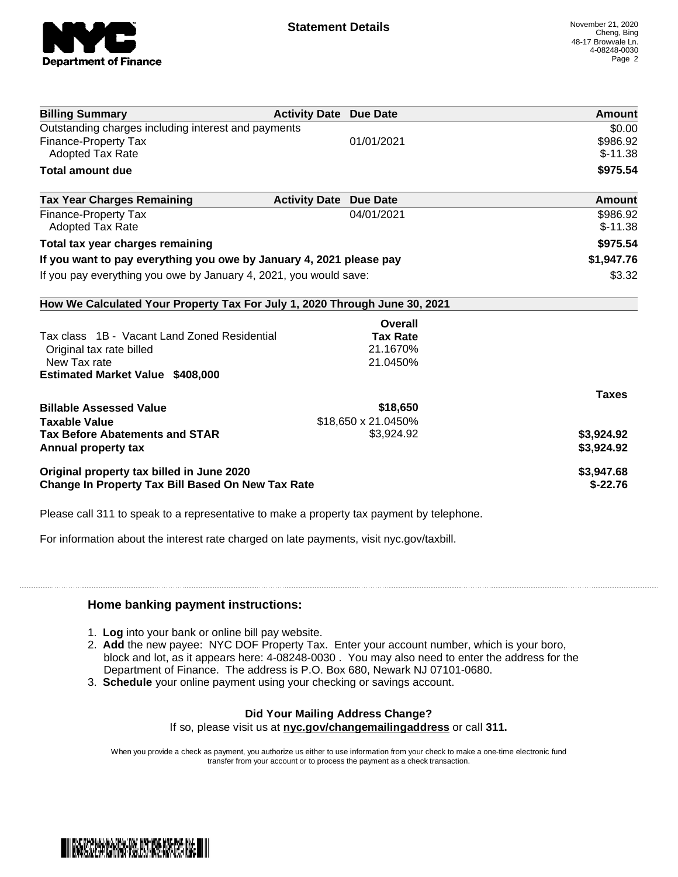**Statement Details**

November 21, 2020
Cheng, Bing
48-17 Browvale Ln.
4-08248-0030

| Billing Summary | Activity Date | Due Date | Amount |
|---|---|---|---|
| Outstanding charges including interest and payments | | | $0.00 |
| Finance-Property Tax | | 01/01/2021 | $986.92 |
| Adopted Tax Rate | | | $-11.38 |
| **Total amount due** | | | **$975.54** |

| Tax Year Charges Remaining | Activity Date | Due Date | Amount |
|---|---|---|---|
| Finance-Property Tax | | 04/01/2021 | $986.92 |
| Adopted Tax Rate | | | $-11.38 |
| **Total tax year charges remaining** | | | **$975.54** |
| **If you want to pay everything you owe by January 4, 2021 please pay** | | | **$1,947.76** |
| If you pay everything you owe by January 4, 2021, you would save: | | | $3.32 |

**How We Calculated Your Property Tax For July 1, 2020 Through June 30, 2021**

| | Overall Tax Rate | |
|---|---|---|
| Tax class 1B - Vacant Land Zoned Residential | | |
| Original tax rate billed | 21.1670% | |
| New Tax rate | 21.0450% | |
| **Estimated Market Value $408,000** | | |
| | | **Taxes** |
| **Billable Assessed Value** | **$18,650** | |
| **Taxable Value** | $18,650 x 21.0450% | |
| **Tax Before Abatements and STAR** | $3,924.92 | **$3,924.92** |
| **Annual property tax** | | **$3,924.92** |
| **Original property tax billed in June 2020** | | **$3,947.68** |
| **Change In Property Tax Bill Based On New Tax Rate** | | **$-22.76** |

Please call 311 to speak to a representative to make a property tax payment by telephone.

For information about the interest rate charged on late payments, visit nyc.gov/taxbill.

## Home banking payment instructions:

1. **Log** into your bank or online bill pay website.
2. **Add** the new payee: NYC DOF Property Tax. Enter your account number, which is your boro, block and lot, as it appears here: 4-08248-0030 . You may also need to enter the address for the Department of Finance. The address is P.O. Box 680, Newark NJ 07101-0680.
3. **Schedule** your online payment using your checking or savings account.

**Did Your Mailing Address Change?**

If so, please visit us at **nyc.gov/changemailingaddress** or call **311.**

When you provide a check as payment, you authorize us either to use information from your check to make a one-time electronic fund transfer from your account or to process the payment as a check transaction.